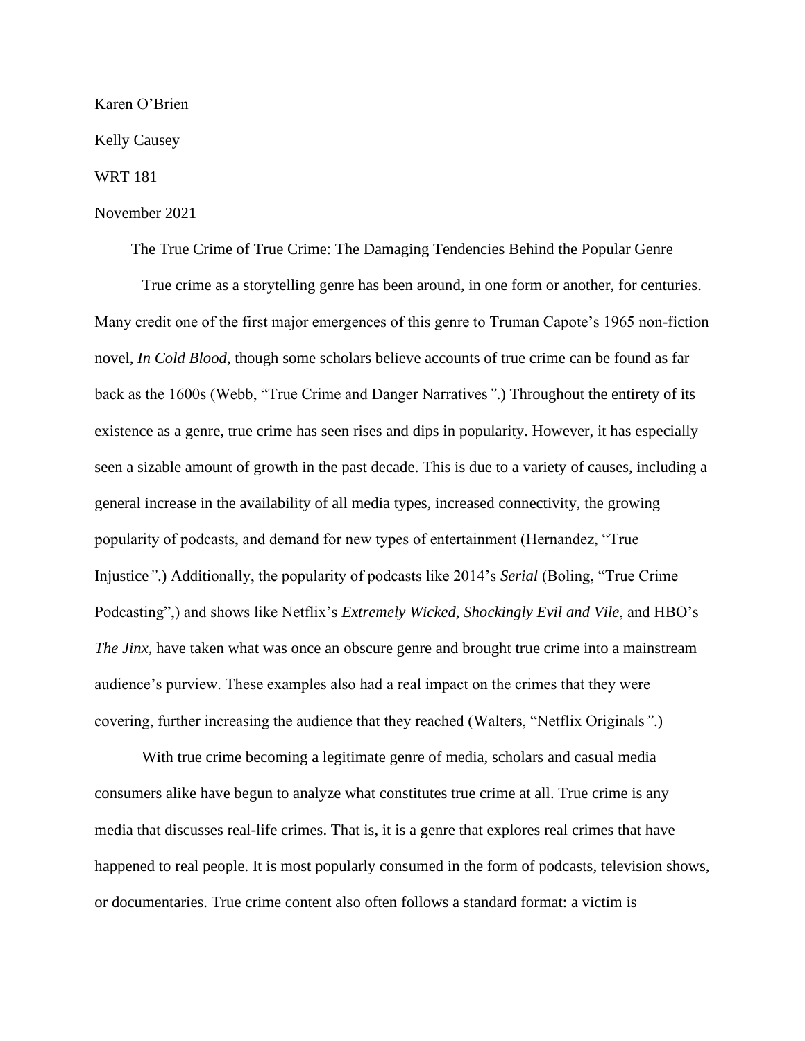Karen O'Brien

Kelly Causey

WRT 181

November 2021

The True Crime of True Crime: The Damaging Tendencies Behind the Popular Genre

True crime as a storytelling genre has been around, in one form or another, for centuries. Many credit one of the first major emergences of this genre to Truman Capote's 1965 non-fiction novel, *In Cold Blood*, though some scholars believe accounts of true crime can be found as far back as the 1600s (Webb, "True Crime and Danger Narratives".) Throughout the entirety of its existence as a genre, true crime has seen rises and dips in popularity. However, it has especially seen a sizable amount of growth in the past decade. This is due to a variety of causes, including a general increase in the availability of all media types, increased connectivity, the growing popularity of podcasts, and demand for new types of entertainment (Hernandez, "True Injustice".) Additionally, the popularity of podcasts like 2014's *Serial* (Boling, "True Crime Podcasting",) and shows like Netflix's *Extremely Wicked, Shockingly Evil and Vile*, and HBO's *The Jinx,* have taken what was once an obscure genre and brought true crime into a mainstream audience's purview. These examples also had a real impact on the crimes that they were covering, further increasing the audience that they reached (Walters, "Netflix Originals".)

With true crime becoming a legitimate genre of media, scholars and casual media consumers alike have begun to analyze what constitutes true crime at all. True crime is any media that discusses real-life crimes. That is, it is a genre that explores real crimes that have happened to real people. It is most popularly consumed in the form of podcasts, television shows, or documentaries. True crime content also often follows a standard format: a victim is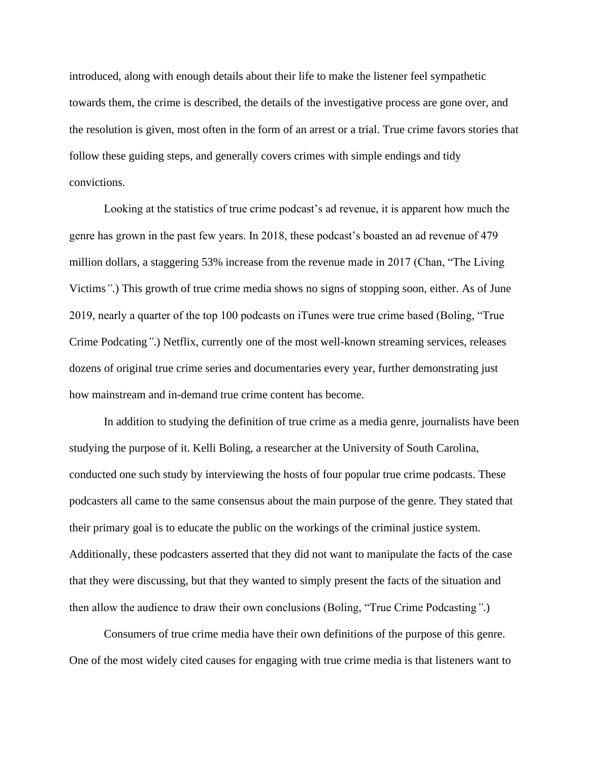introduced, along with enough details about their life to make the listener feel sympathetic towards them, the crime is described, the details of the investigative process are gone over, and the resolution is given, most often in the form of an arrest or a trial. True crime favors stories that follow these guiding steps, and generally covers crimes with simple endings and tidy convictions.

Looking at the statistics of true crime podcast's ad revenue, it is apparent how much the genre has grown in the past few years. In 2018, these podcast's boasted an ad revenue of 479 million dollars, a staggering 53% increase from the revenue made in 2017 (Chan, "The Living Victims".) This growth of true crime media shows no signs of stopping soon, either. As of June 2019, nearly a quarter of the top 100 podcasts on iTunes were true crime based (Boling, "True Crime Podcating".) Netflix, currently one of the most well-known streaming services, releases dozens of original true crime series and documentaries every year, further demonstrating just how mainstream and in-demand true crime content has become.

In addition to studying the definition of true crime as a media genre, journalists have been studying the purpose of it. Kelli Boling, a researcher at the University of South Carolina, conducted one such study by interviewing the hosts of four popular true crime podcasts. These podcasters all came to the same consensus about the main purpose of the genre. They stated that their primary goal is to educate the public on the workings of the criminal justice system. Additionally, these podcasters asserted that they did not want to manipulate the facts of the case that they were discussing, but that they wanted to simply present the facts of the situation and then allow the audience to draw their own conclusions (Boling, "True Crime Podcasting".)

Consumers of true crime media have their own definitions of the purpose of this genre. One of the most widely cited causes for engaging with true crime media is that listeners want to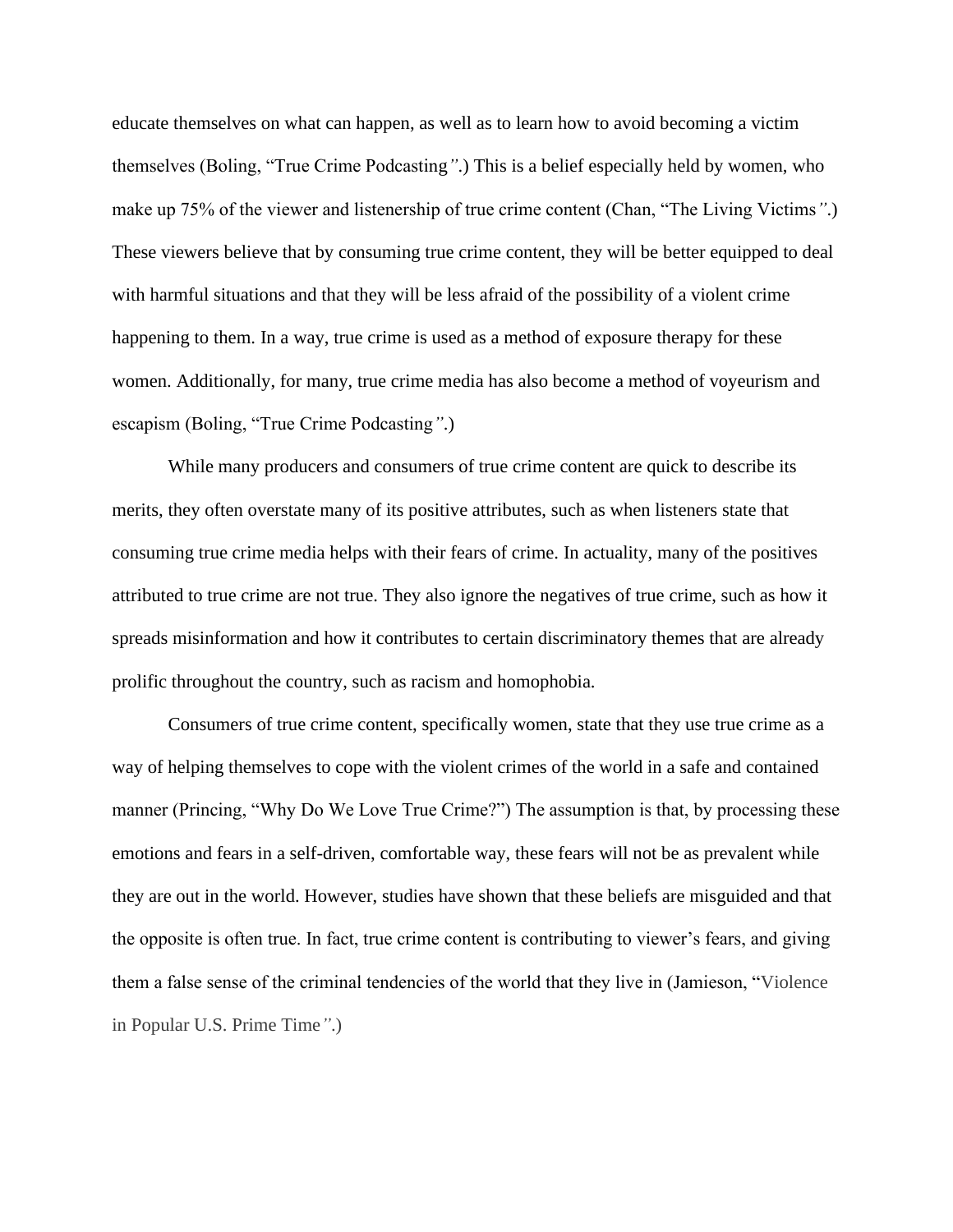educate themselves on what can happen, as well as to learn how to avoid becoming a victim themselves (Boling, "True Crime Podcasting".) This is a belief especially held by women, who make up 75% of the viewer and listenership of true crime content (Chan, "The Living Victims".) These viewers believe that by consuming true crime content, they will be better equipped to deal with harmful situations and that they will be less afraid of the possibility of a violent crime happening to them. In a way, true crime is used as a method of exposure therapy for these women. Additionally, for many, true crime media has also become a method of voyeurism and escapism (Boling, "True Crime Podcasting".)

While many producers and consumers of true crime content are quick to describe its merits, they often overstate many of its positive attributes, such as when listeners state that consuming true crime media helps with their fears of crime. In actuality, many of the positives attributed to true crime are not true. They also ignore the negatives of true crime, such as how it spreads misinformation and how it contributes to certain discriminatory themes that are already prolific throughout the country, such as racism and homophobia.

Consumers of true crime content, specifically women, state that they use true crime as a way of helping themselves to cope with the violent crimes of the world in a safe and contained manner (Princing, "Why Do We Love True Crime?") The assumption is that, by processing these emotions and fears in a self-driven, comfortable way, these fears will not be as prevalent while they are out in the world. However, studies have shown that these beliefs are misguided and that the opposite is often true. In fact, true crime content is contributing to viewer's fears, and giving them a false sense of the criminal tendencies of the world that they live in (Jamieson, "Violence in Popular U.S. Prime Time".)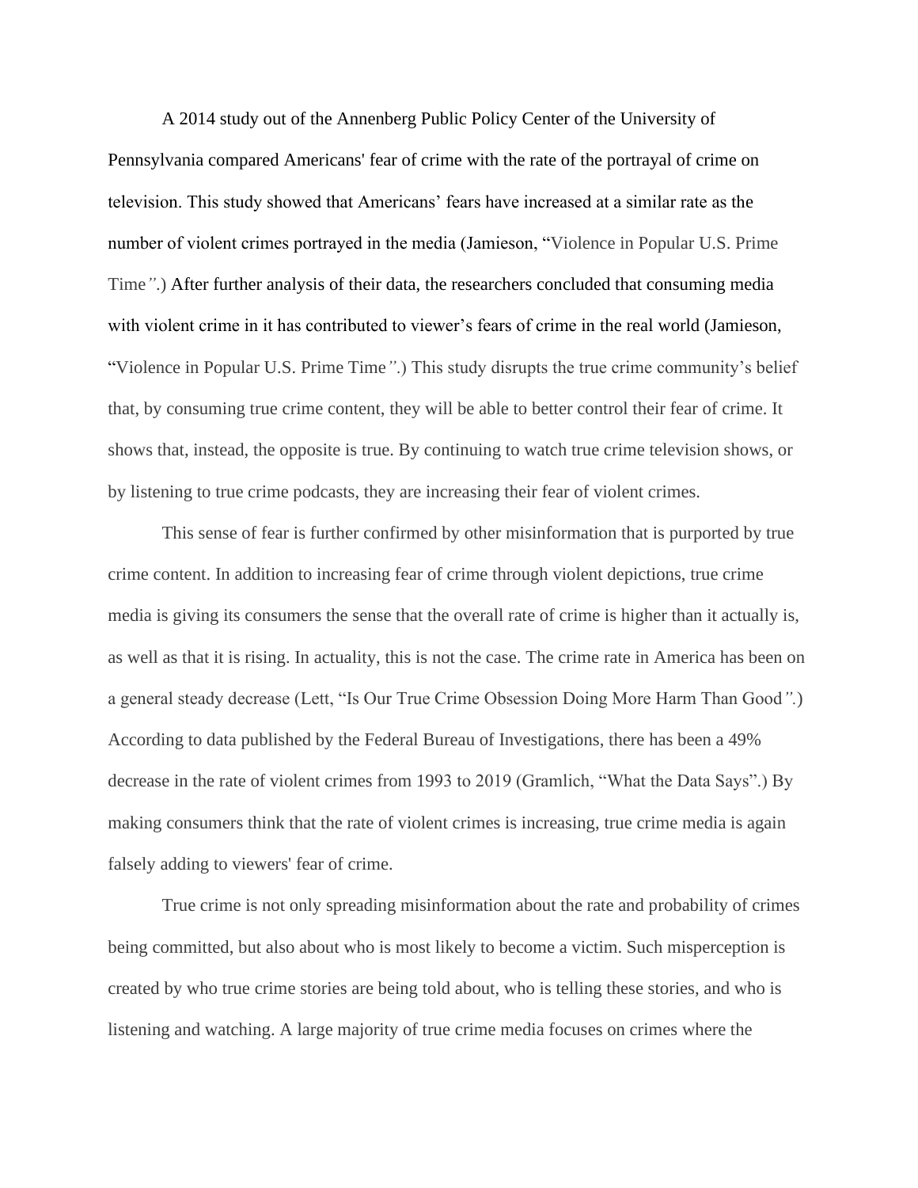A 2014 study out of the Annenberg Public Policy Center of the University of Pennsylvania compared Americans' fear of crime with the rate of the portrayal of crime on television. This study showed that Americans' fears have increased at a similar rate as the number of violent crimes portrayed in the media (Jamieson, "Violence in Popular U.S. Prime Time".) After further analysis of their data, the researchers concluded that consuming media with violent crime in it has contributed to viewer's fears of crime in the real world (Jamieson, "Violence in Popular U.S. Prime Time".) This study disrupts the true crime community's belief that, by consuming true crime content, they will be able to better control their fear of crime. It shows that, instead, the opposite is true. By continuing to watch true crime television shows, or by listening to true crime podcasts, they are increasing their fear of violent crimes.

This sense of fear is further confirmed by other misinformation that is purported by true crime content. In addition to increasing fear of crime through violent depictions, true crime media is giving its consumers the sense that the overall rate of crime is higher than it actually is, as well as that it is rising. In actuality, this is not the case. The crime rate in America has been on a general steady decrease (Lett, "Is Our True Crime Obsession Doing More Harm Than Good".) According to data published by the Federal Bureau of Investigations, there has been a 49% decrease in the rate of violent crimes from 1993 to 2019 (Gramlich, "What the Data Says".) By making consumers think that the rate of violent crimes is increasing, true crime media is again falsely adding to viewers' fear of crime.

True crime is not only spreading misinformation about the rate and probability of crimes being committed, but also about who is most likely to become a victim. Such misperception is created by who true crime stories are being told about, who is telling these stories, and who is listening and watching. A large majority of true crime media focuses on crimes where the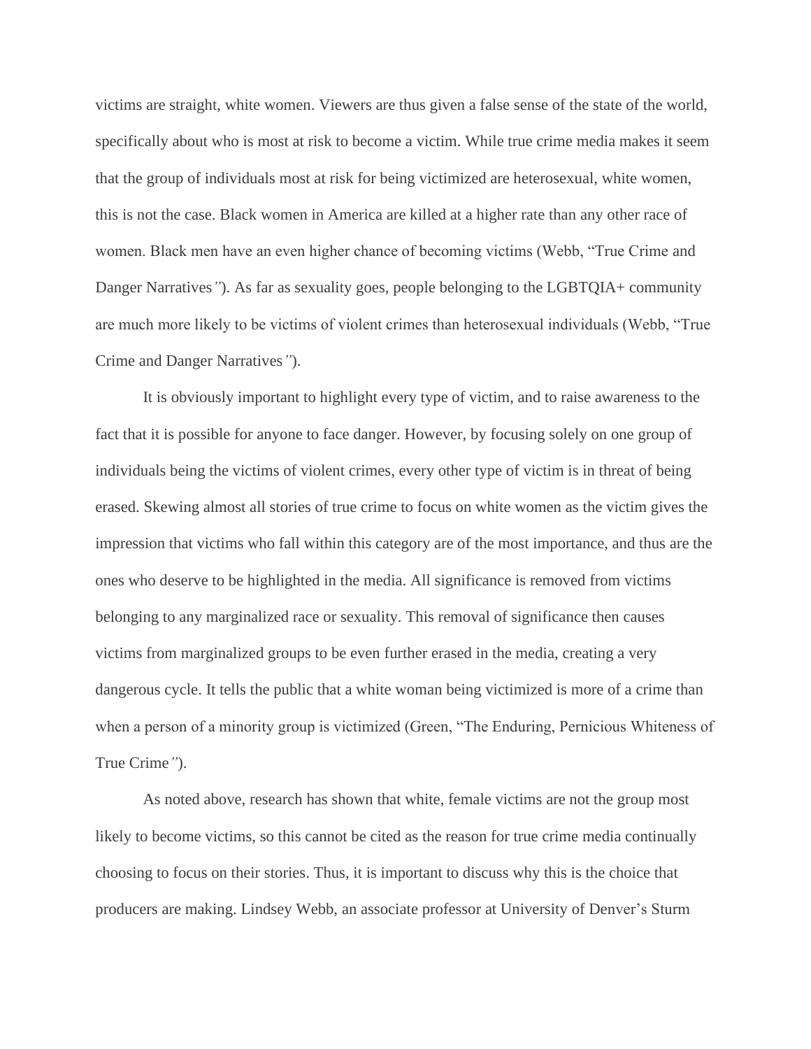victims are straight, white women. Viewers are thus given a false sense of the state of the world, specifically about who is most at risk to become a victim. While true crime media makes it seem that the group of individuals most at risk for being victimized are heterosexual, white women, this is not the case. Black women in America are killed at a higher rate than any other race of women. Black men have an even higher chance of becoming victims (Webb, "True Crime and Danger Narratives"). As far as sexuality goes, people belonging to the LGBTQIA+ community are much more likely to be victims of violent crimes than heterosexual individuals (Webb, "True Crime and Danger Narratives").

It is obviously important to highlight every type of victim, and to raise awareness to the fact that it is possible for anyone to face danger. However, by focusing solely on one group of individuals being the victims of violent crimes, every other type of victim is in threat of being erased. Skewing almost all stories of true crime to focus on white women as the victim gives the impression that victims who fall within this category are of the most importance, and thus are the ones who deserve to be highlighted in the media. All significance is removed from victims belonging to any marginalized race or sexuality. This removal of significance then causes victims from marginalized groups to be even further erased in the media, creating a very dangerous cycle. It tells the public that a white woman being victimized is more of a crime than when a person of a minority group is victimized (Green, "The Enduring, Pernicious Whiteness of True Crime").

As noted above, research has shown that white, female victims are not the group most likely to become victims, so this cannot be cited as the reason for true crime media continually choosing to focus on their stories. Thus, it is important to discuss why this is the choice that producers are making. Lindsey Webb, an associate professor at University of Denver's Sturm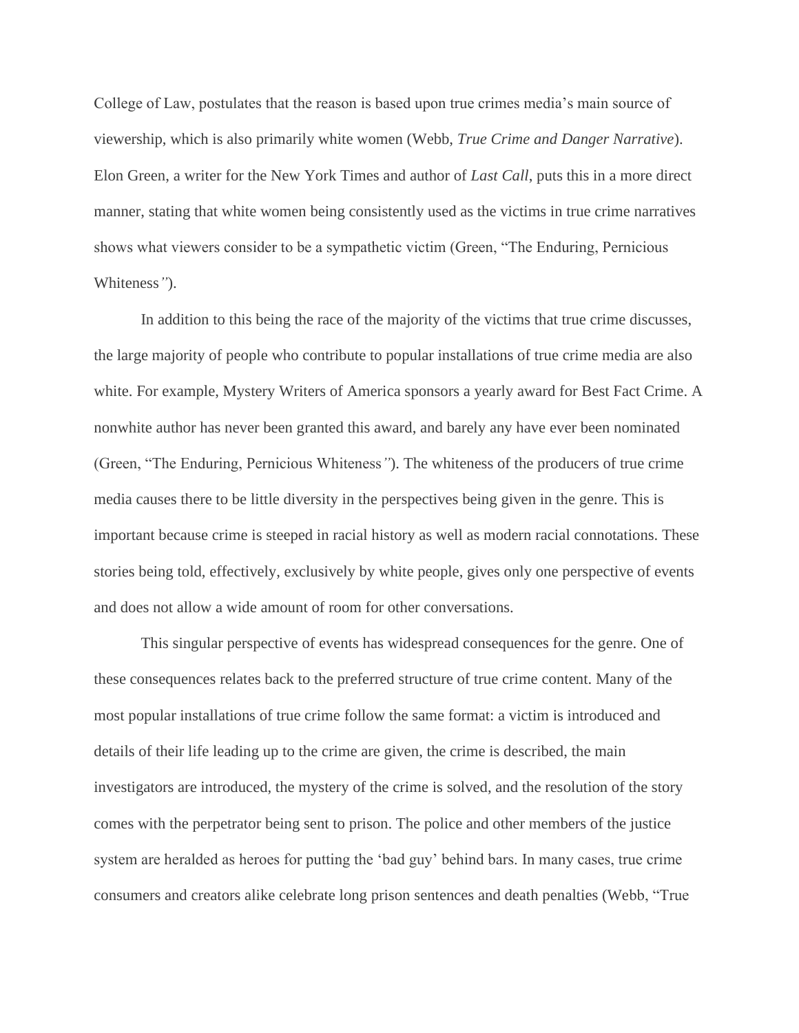College of Law, postulates that the reason is based upon true crimes media's main source of viewership, which is also primarily white women (Webb, *True Crime and Danger Narrative*). Elon Green, a writer for the New York Times and author of *Last Call*, puts this in a more direct manner, stating that white women being consistently used as the victims in true crime narratives shows what viewers consider to be a sympathetic victim (Green, "The Enduring, Pernicious Whiteness").

In addition to this being the race of the majority of the victims that true crime discusses, the large majority of people who contribute to popular installations of true crime media are also white. For example, Mystery Writers of America sponsors a yearly award for Best Fact Crime. A nonwhite author has never been granted this award, and barely any have ever been nominated (Green, "The Enduring, Pernicious Whiteness"). The whiteness of the producers of true crime media causes there to be little diversity in the perspectives being given in the genre. This is important because crime is steeped in racial history as well as modern racial connotations. These stories being told, effectively, exclusively by white people, gives only one perspective of events and does not allow a wide amount of room for other conversations.

This singular perspective of events has widespread consequences for the genre. One of these consequences relates back to the preferred structure of true crime content. Many of the most popular installations of true crime follow the same format: a victim is introduced and details of their life leading up to the crime are given, the crime is described, the main investigators are introduced, the mystery of the crime is solved, and the resolution of the story comes with the perpetrator being sent to prison. The police and other members of the justice system are heralded as heroes for putting the 'bad guy' behind bars. In many cases, true crime consumers and creators alike celebrate long prison sentences and death penalties (Webb, "True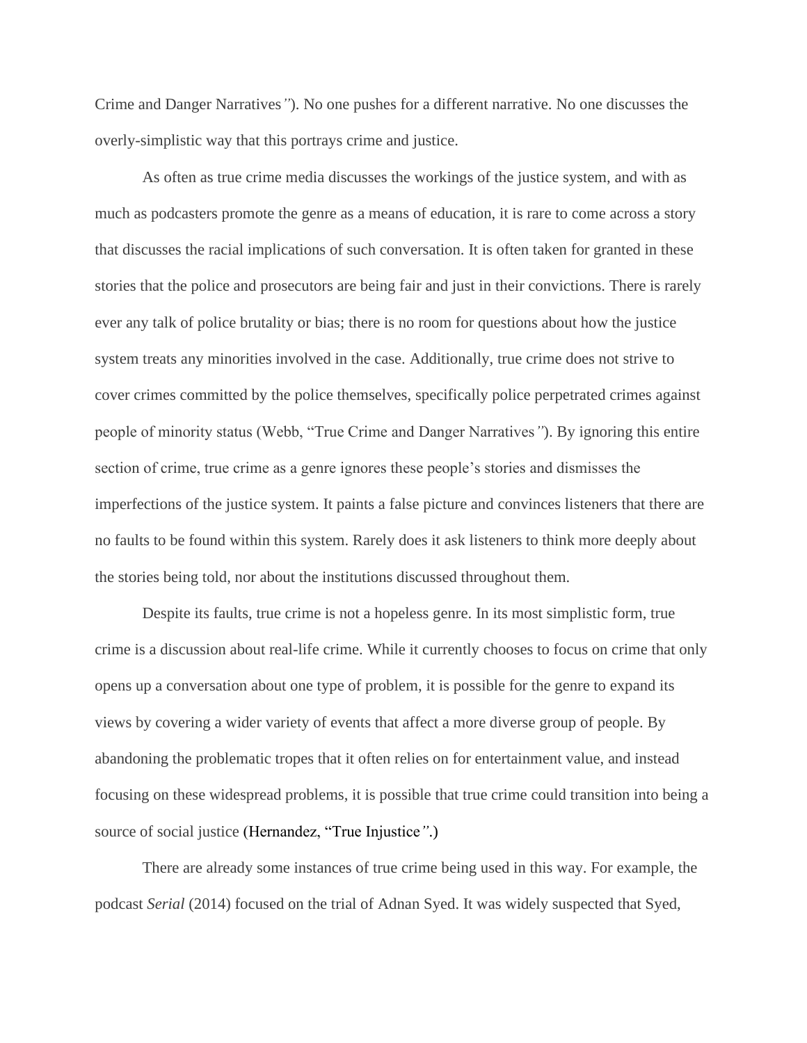Crime and Danger Narratives”). No one pushes for a different narrative. No one discusses the overly-simplistic way that this portrays crime and justice.

As often as true crime media discusses the workings of the justice system, and with as much as podcasters promote the genre as a means of education, it is rare to come across a story that discusses the racial implications of such conversation. It is often taken for granted in these stories that the police and prosecutors are being fair and just in their convictions. There is rarely ever any talk of police brutality or bias; there is no room for questions about how the justice system treats any minorities involved in the case. Additionally, true crime does not strive to cover crimes committed by the police themselves, specifically police perpetrated crimes against people of minority status (Webb, “True Crime and Danger Narratives”). By ignoring this entire section of crime, true crime as a genre ignores these people’s stories and dismisses the imperfections of the justice system. It paints a false picture and convinces listeners that there are no faults to be found within this system. Rarely does it ask listeners to think more deeply about the stories being told, nor about the institutions discussed throughout them.

Despite its faults, true crime is not a hopeless genre. In its most simplistic form, true crime is a discussion about real-life crime. While it currently chooses to focus on crime that only opens up a conversation about one type of problem, it is possible for the genre to expand its views by covering a wider variety of events that affect a more diverse group of people. By abandoning the problematic tropes that it often relies on for entertainment value, and instead focusing on these widespread problems, it is possible that true crime could transition into being a source of social justice (Hernandez, “True Injustice”.)

There are already some instances of true crime being used in this way. For example, the podcast *Serial* (2014) focused on the trial of Adnan Syed. It was widely suspected that Syed,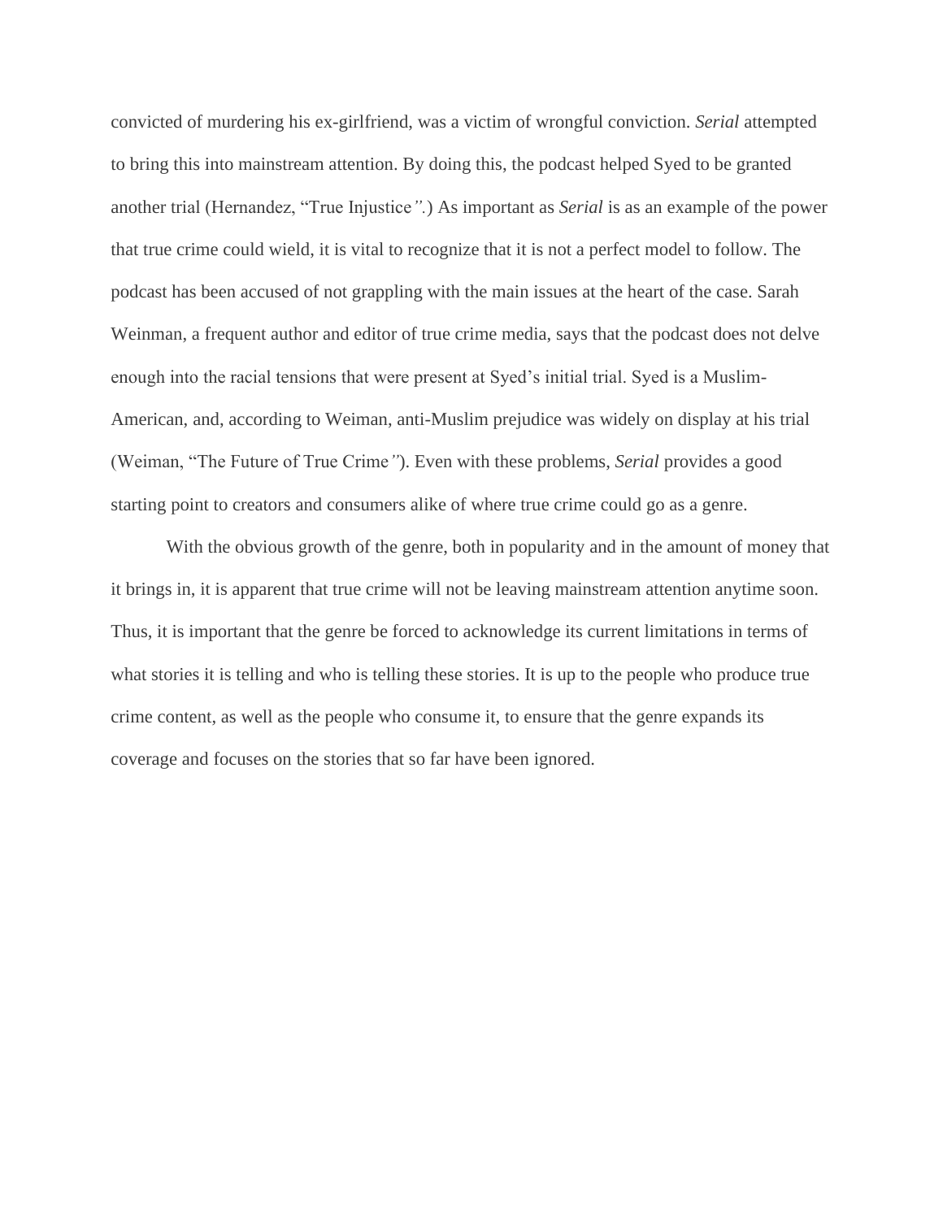convicted of murdering his ex-girlfriend, was a victim of wrongful conviction. *Serial* attempted to bring this into mainstream attention. By doing this, the podcast helped Syed to be granted another trial (Hernandez, "True Injustice*"*.) As important as *Serial* is as an example of the power that true crime could wield, it is vital to recognize that it is not a perfect model to follow. The podcast has been accused of not grappling with the main issues at the heart of the case. Sarah Weinman, a frequent author and editor of true crime media, says that the podcast does not delve enough into the racial tensions that were present at Syed's initial trial. Syed is a Muslim-American, and, according to Weiman, anti-Muslim prejudice was widely on display at his trial (Weiman, "The Future of True Crime*"*). Even with these problems, *Serial* provides a good starting point to creators and consumers alike of where true crime could go as a genre.

With the obvious growth of the genre, both in popularity and in the amount of money that it brings in, it is apparent that true crime will not be leaving mainstream attention anytime soon. Thus, it is important that the genre be forced to acknowledge its current limitations in terms of what stories it is telling and who is telling these stories. It is up to the people who produce true crime content, as well as the people who consume it, to ensure that the genre expands its coverage and focuses on the stories that so far have been ignored.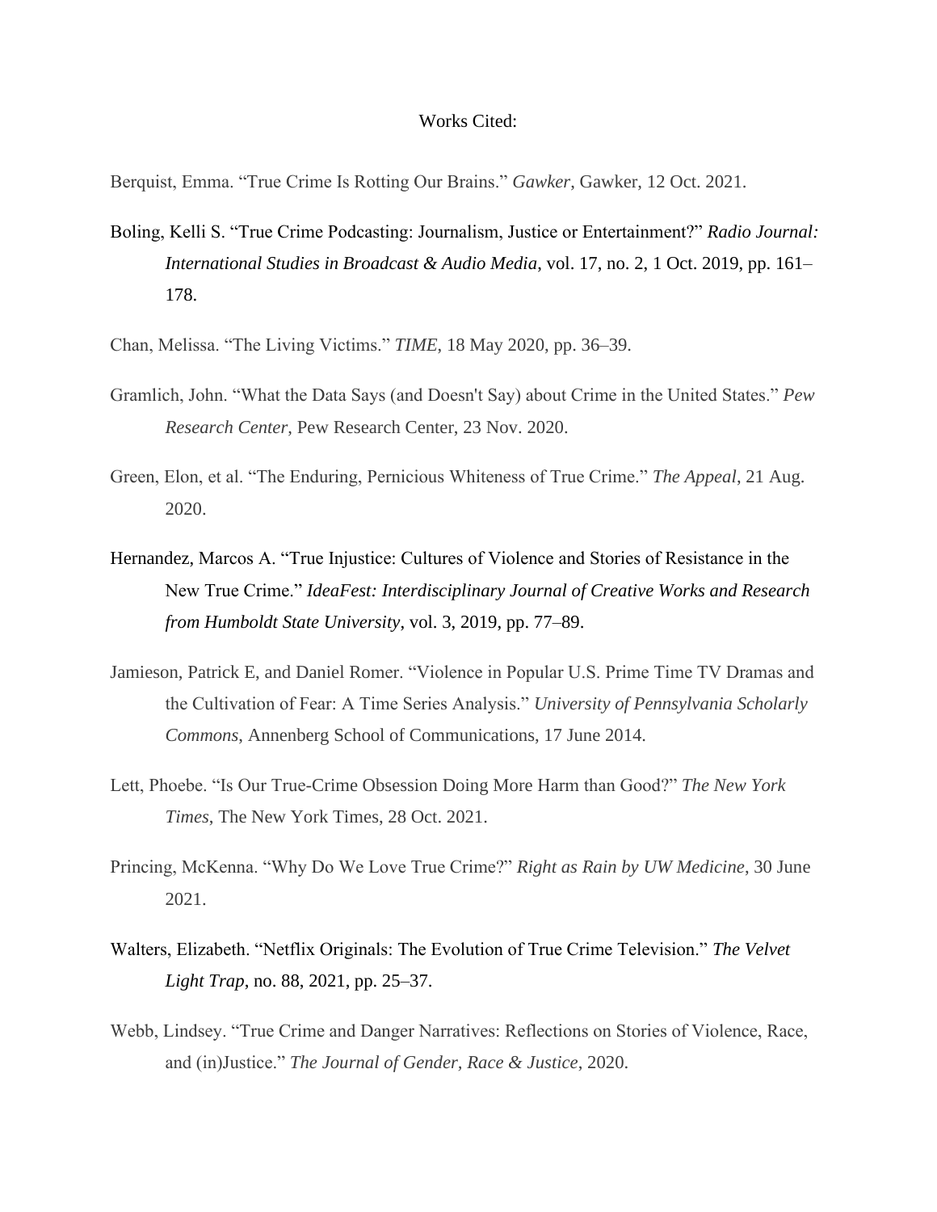# Works Cited:

Berquist, Emma. "True Crime Is Rotting Our Brains." *Gawker*, Gawker, 12 Oct. 2021.

Boling, Kelli S. "True Crime Podcasting: Journalism, Justice or Entertainment?" *Radio Journal: International Studies in Broadcast & Audio Media*, vol. 17, no. 2, 1 Oct. 2019, pp. 161–178.

Chan, Melissa. "The Living Victims." *TIME*, 18 May 2020, pp. 36–39.

Gramlich, John. "What the Data Says (and Doesn't Say) about Crime in the United States." *Pew Research Center*, Pew Research Center, 23 Nov. 2020.

Green, Elon, et al. "The Enduring, Pernicious Whiteness of True Crime." *The Appeal*, 21 Aug. 2020.

Hernandez, Marcos A. "True Injustice: Cultures of Violence and Stories of Resistance in the New True Crime." *IdeaFest: Interdisciplinary Journal of Creative Works and Research from Humboldt State University*, vol. 3, 2019, pp. 77–89.

Jamieson, Patrick E, and Daniel Romer. "Violence in Popular U.S. Prime Time TV Dramas and the Cultivation of Fear: A Time Series Analysis." *University of Pennsylvania Scholarly Commons*, Annenberg School of Communications, 17 June 2014.

Lett, Phoebe. "Is Our True-Crime Obsession Doing More Harm than Good?" *The New York Times*, The New York Times, 28 Oct. 2021.

Princing, McKenna. "Why Do We Love True Crime?" *Right as Rain by UW Medicine*, 30 June 2021.

Walters, Elizabeth. "Netflix Originals: The Evolution of True Crime Television." *The Velvet Light Trap*, no. 88, 2021, pp. 25–37.

Webb, Lindsey. "True Crime and Danger Narratives: Reflections on Stories of Violence, Race, and (in)Justice." *The Journal of Gender, Race & Justice*, 2020.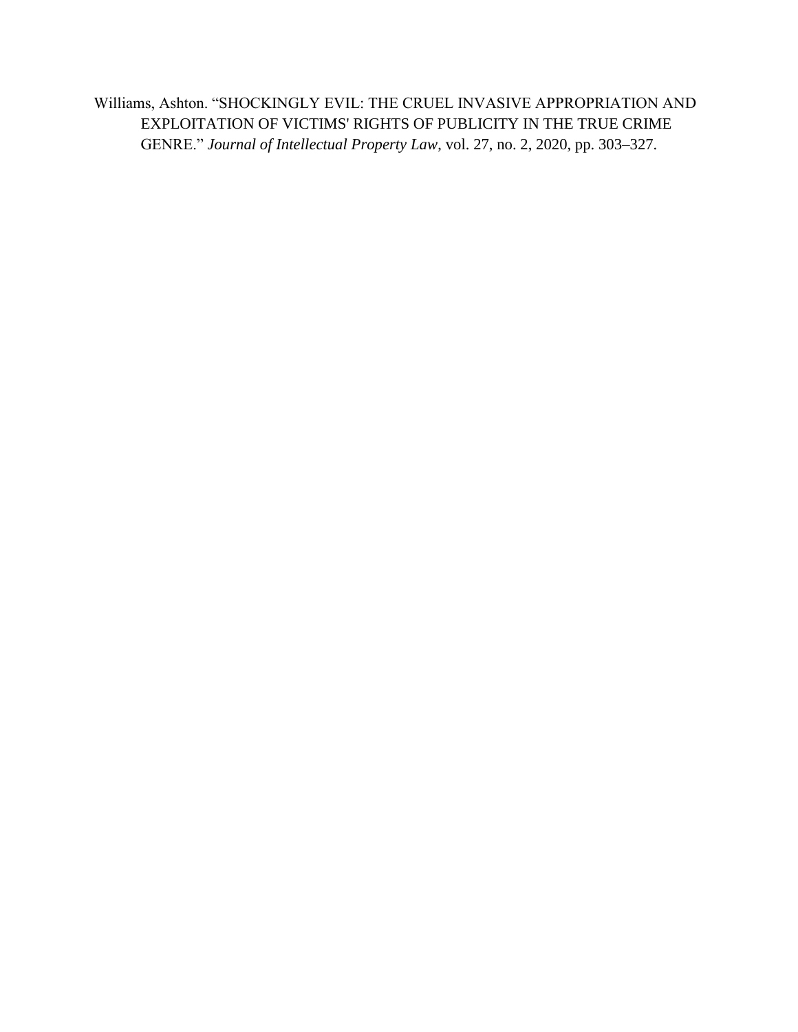Williams, Ashton. "SHOCKINGLY EVIL: THE CRUEL INVASIVE APPROPRIATION AND EXPLOITATION OF VICTIMS' RIGHTS OF PUBLICITY IN THE TRUE CRIME GENRE." *Journal of Intellectual Property Law*, vol. 27, no. 2, 2020, pp. 303–327.